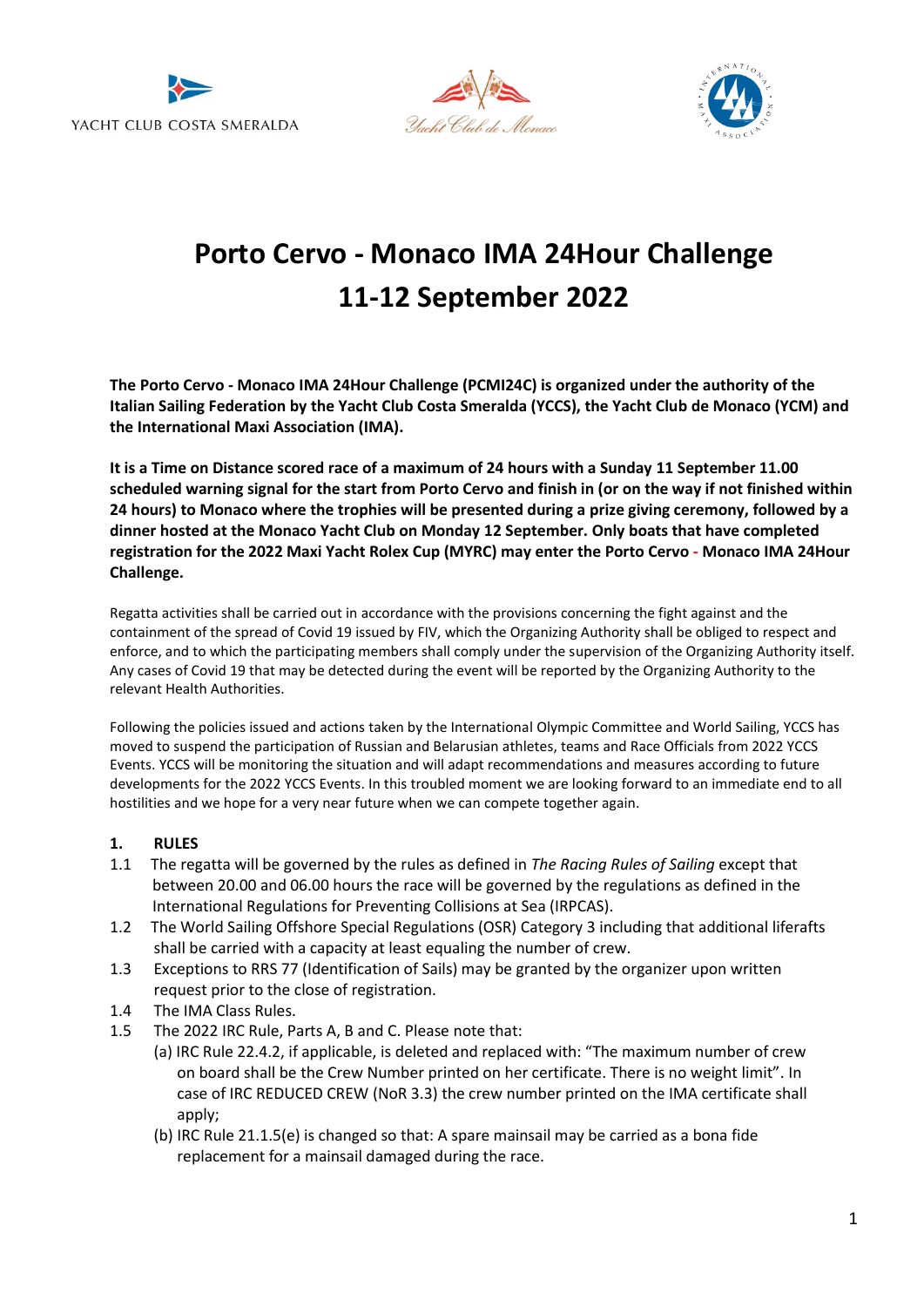YACHT CLUB COSTA SMERALDA

# Porto Cervo - Monaco IMA 24Hour Challenge
# 11-12 September 2022

**The Porto Cervo - Monaco IMA 24Hour Challenge (PCMI24C) is organized under the authority of the Italian Sailing Federation by the Yacht Club Costa Smeralda (YCCS), the Yacht Club de Monaco (YCM) and the International Maxi Association (IMA).**

**It is a Time on Distance scored race of a maximum of 24 hours with a Sunday 11 September 11.00 scheduled warning signal for the start from Porto Cervo and finish in (or on the way if not finished within 24 hours) to Monaco where the trophies will be presented during a prize giving ceremony, followed by a dinner hosted at the Monaco Yacht Club on Monday 12 September. Only boats that have completed registration for the 2022 Maxi Yacht Rolex Cup (MYRC) may enter the Porto Cervo - Monaco IMA 24Hour Challenge.**

Regatta activities shall be carried out in accordance with the provisions concerning the fight against and the containment of the spread of Covid 19 issued by FIV, which the Organizing Authority shall be obliged to respect and enforce, and to which the participating members shall comply under the supervision of the Organizing Authority itself. Any cases of Covid 19 that may be detected during the event will be reported by the Organizing Authority to the relevant Health Authorities.

Following the policies issued and actions taken by the International Olympic Committee and World Sailing, YCCS has moved to suspend the participation of Russian and Belarusian athletes, teams and Race Officials from 2022 YCCS Events. YCCS will be monitoring the situation and will adapt recommendations and measures according to future developments for the 2022 YCCS Events. In this troubled moment we are looking forward to an immediate end to all hostilities and we hope for a very near future when we can compete together again.

## 1. RULES

1.1 The regatta will be governed by the rules as defined in *The Racing Rules of Sailing* except that between 20.00 and 06.00 hours the race will be governed by the regulations as defined in the International Regulations for Preventing Collisions at Sea (IRPCAS).

1.2 The World Sailing Offshore Special Regulations (OSR) Category 3 including that additional liferafts shall be carried with a capacity at least equaling the number of crew.

1.3 Exceptions to RRS 77 (Identification of Sails) may be granted by the organizer upon written request prior to the close of registration.

1.4 The IMA Class Rules.

1.5 The 2022 IRC Rule, Parts A, B and C. Please note that:

(a) IRC Rule 22.4.2, if applicable, is deleted and replaced with: "The maximum number of crew on board shall be the Crew Number printed on her certificate. There is no weight limit". In case of IRC REDUCED CREW (NoR 3.3) the crew number printed on the IMA certificate shall apply;

(b) IRC Rule 21.1.5(e) is changed so that: A spare mainsail may be carried as a bona fide replacement for a mainsail damaged during the race.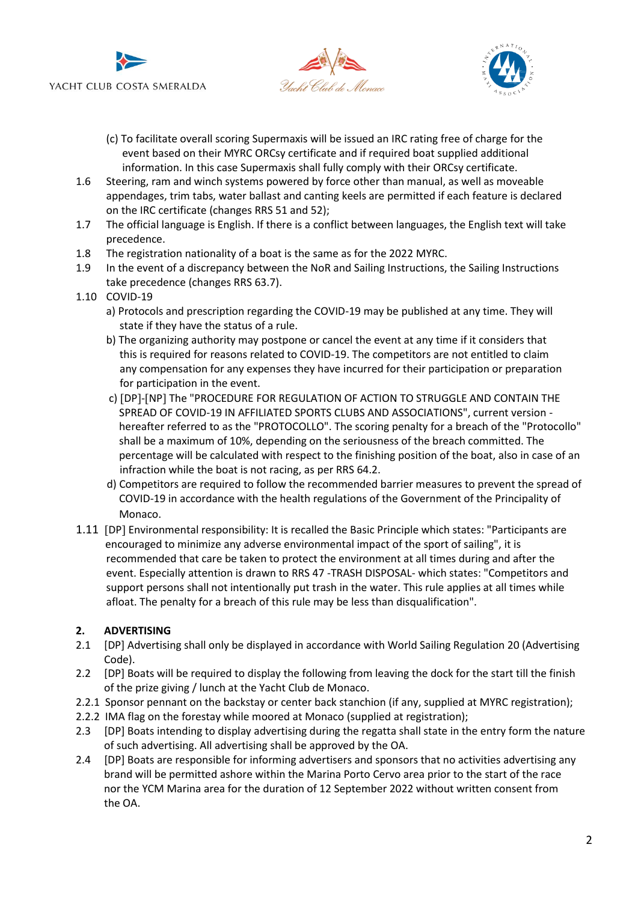(c) To facilitate overall scoring Supermaxis will be issued an IRC rating free of charge for the event based on their MYRC ORCsy certificate and if required boat supplied additional information. In this case Supermaxis shall fully comply with their ORCsy certificate.

1.6 Steering, ram and winch systems powered by force other than manual, as well as moveable appendages, trim tabs, water ballast and canting keels are permitted if each feature is declared on the IRC certificate (changes RRS 51 and 52);

1.7 The official language is English. If there is a conflict between languages, the English text will take precedence.

1.8 The registration nationality of a boat is the same as for the 2022 MYRC.

1.9 In the event of a discrepancy between the NoR and Sailing Instructions, the Sailing Instructions take precedence (changes RRS 63.7).

1.10 COVID-19

a) Protocols and prescription regarding the COVID-19 may be published at any time. They will state if they have the status of a rule.

b) The organizing authority may postpone or cancel the event at any time if it considers that this is required for reasons related to COVID-19. The competitors are not entitled to claim any compensation for any expenses they have incurred for their participation or preparation for participation in the event.

c) [DP]-[NP] The "PROCEDURE FOR REGULATION OF ACTION TO STRUGGLE AND CONTAIN THE SPREAD OF COVID-19 IN AFFILIATED SPORTS CLUBS AND ASSOCIATIONS", current version - hereafter referred to as the "PROTOCOLLO". The scoring penalty for a breach of the "Protocollo" shall be a maximum of 10%, depending on the seriousness of the breach committed. The percentage will be calculated with respect to the finishing position of the boat, also in case of an infraction while the boat is not racing, as per RRS 64.2.

d) Competitors are required to follow the recommended barrier measures to prevent the spread of COVID-19 in accordance with the health regulations of the Government of the Principality of Monaco.

1.11 [DP] Environmental responsibility: It is recalled the Basic Principle which states: "Participants are encouraged to minimize any adverse environmental impact of the sport of sailing", it is recommended that care be taken to protect the environment at all times during and after the event. Especially attention is drawn to RRS 47 -TRASH DISPOSAL- which states: "Competitors and support persons shall not intentionally put trash in the water. This rule applies at all times while afloat. The penalty for a breach of this rule may be less than disqualification".

## 2. ADVERTISING

2.1 [DP] Advertising shall only be displayed in accordance with World Sailing Regulation 20 (Advertising Code).

2.2 [DP] Boats will be required to display the following from leaving the dock for the start till the finish of the prize giving / lunch at the Yacht Club de Monaco.

2.2.1 Sponsor pennant on the backstay or center back stanchion (if any, supplied at MYRC registration);

2.2.2 IMA flag on the forestay while moored at Monaco (supplied at registration);

2.3 [DP] Boats intending to display advertising during the regatta shall state in the entry form the nature of such advertising. All advertising shall be approved by the OA.

2.4 [DP] Boats are responsible for informing advertisers and sponsors that no activities advertising any brand will be permitted ashore within the Marina Porto Cervo area prior to the start of the race nor the YCM Marina area for the duration of 12 September 2022 without written consent from the OA.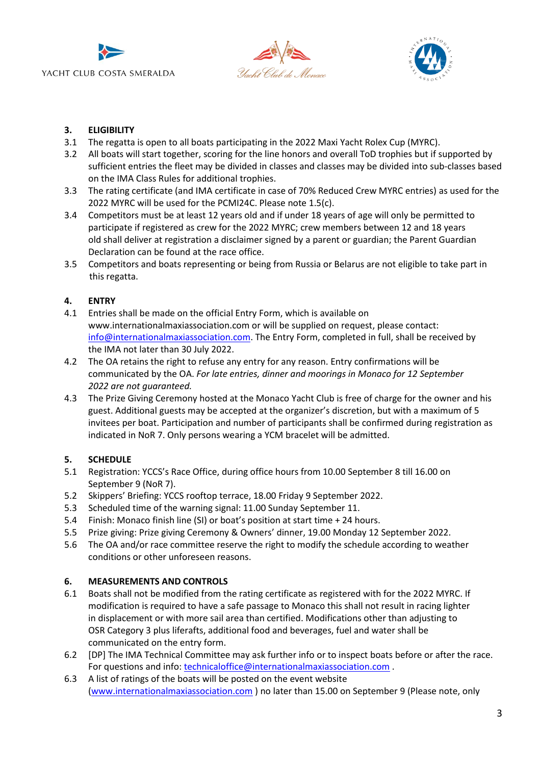## 3. ELIGIBILITY

3.1 The regatta is open to all boats participating in the 2022 Maxi Yacht Rolex Cup (MYRC).

3.2 All boats will start together, scoring for the line honors and overall ToD trophies but if supported by sufficient entries the fleet may be divided in classes and classes may be divided into sub-classes based on the IMA Class Rules for additional trophies.

3.3 The rating certificate (and IMA certificate in case of 70% Reduced Crew MYRC entries) as used for the 2022 MYRC will be used for the PCMI24C. Please note 1.5(c).

3.4 Competitors must be at least 12 years old and if under 18 years of age will only be permitted to participate if registered as crew for the 2022 MYRC; crew members between 12 and 18 years old shall deliver at registration a disclaimer signed by a parent or guardian; the Parent Guardian Declaration can be found at the race office.

3.5 Competitors and boats representing or being from Russia or Belarus are not eligible to take part in this regatta.

## 4. ENTRY

4.1 Entries shall be made on the official Entry Form, which is available on www.internationalmaxiassociation.com or will be supplied on request, please contact: info@internationalmaxiassociation.com. The Entry Form, completed in full, shall be received by the IMA not later than 30 July 2022.

4.2 The OA retains the right to refuse any entry for any reason. Entry confirmations will be communicated by the OA. *For late entries, dinner and moorings in Monaco for 12 September 2022 are not guaranteed.*

4.3 The Prize Giving Ceremony hosted at the Monaco Yacht Club is free of charge for the owner and his guest. Additional guests may be accepted at the organizer's discretion, but with a maximum of 5 invitees per boat. Participation and number of participants shall be confirmed during registration as indicated in NoR 7. Only persons wearing a YCM bracelet will be admitted.

## 5. SCHEDULE

5.1 Registration: YCCS's Race Office, during office hours from 10.00 September 8 till 16.00 on September 9 (NoR 7).

5.2 Skippers' Briefing: YCCS rooftop terrace, 18.00 Friday 9 September 2022.

5.3 Scheduled time of the warning signal: 11.00 Sunday September 11.

5.4 Finish: Monaco finish line (SI) or boat's position at start time + 24 hours.

5.5 Prize giving: Prize giving Ceremony & Owners' dinner, 19.00 Monday 12 September 2022.

5.6 The OA and/or race committee reserve the right to modify the schedule according to weather conditions or other unforeseen reasons.

## 6. MEASUREMENTS AND CONTROLS

6.1 Boats shall not be modified from the rating certificate as registered with for the 2022 MYRC. If modification is required to have a safe passage to Monaco this shall not result in racing lighter in displacement or with more sail area than certified. Modifications other than adjusting to OSR Category 3 plus liferafts, additional food and beverages, fuel and water shall be communicated on the entry form.

6.2 [DP] The IMA Technical Committee may ask further info or to inspect boats before or after the race. For questions and info: technicaloffice@internationalmaxiassociation.com .

6.3 A list of ratings of the boats will be posted on the event website (www.internationalmaxiassociation.com ) no later than 15.00 on September 9 (Please note, only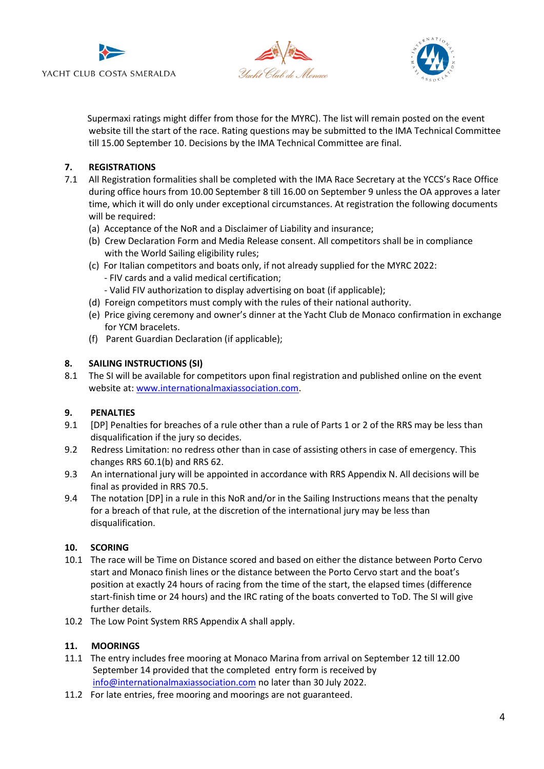Supermaxi ratings might differ from those for the MYRC). The list will remain posted on the event website till the start of the race. Rating questions may be submitted to the IMA Technical Committee till 15.00 September 10. Decisions by the IMA Technical Committee are final.

## 7. REGISTRATIONS

7.1 All Registration formalities shall be completed with the IMA Race Secretary at the YCCS's Race Office during office hours from 10.00 September 8 till 16.00 on September 9 unless the OA approves a later time, which it will do only under exceptional circumstances. At registration the following documents will be required:

(a) Acceptance of the NoR and a Disclaimer of Liability and insurance;

(b) Crew Declaration Form and Media Release consent. All competitors shall be in compliance with the World Sailing eligibility rules;

(c) For Italian competitors and boats only, if not already supplied for the MYRC 2022:
- FIV cards and a valid medical certification;
- Valid FIV authorization to display advertising on boat (if applicable);

(d) Foreign competitors must comply with the rules of their national authority.

(e) Price giving ceremony and owner's dinner at the Yacht Club de Monaco confirmation in exchange for YCM bracelets.

(f) Parent Guardian Declaration (if applicable);

## 8. SAILING INSTRUCTIONS (SI)

8.1 The SI will be available for competitors upon final registration and published online on the event website at: www.internationalmaxiassociation.com.

## 9. PENALTIES

9.1 [DP] Penalties for breaches of a rule other than a rule of Parts 1 or 2 of the RRS may be less than disqualification if the jury so decides.

9.2 Redress Limitation: no redress other than in case of assisting others in case of emergency. This changes RRS 60.1(b) and RRS 62.

9.3 An international jury will be appointed in accordance with RRS Appendix N. All decisions will be final as provided in RRS 70.5.

9.4 The notation [DP] in a rule in this NoR and/or in the Sailing Instructions means that the penalty for a breach of that rule, at the discretion of the international jury may be less than disqualification.

## 10. SCORING

10.1 The race will be Time on Distance scored and based on either the distance between Porto Cervo start and Monaco finish lines or the distance between the Porto Cervo start and the boat's position at exactly 24 hours of racing from the time of the start, the elapsed times (difference start-finish time or 24 hours) and the IRC rating of the boats converted to ToD. The SI will give further details.

10.2 The Low Point System RRS Appendix A shall apply.

## 11. MOORINGS

11.1 The entry includes free mooring at Monaco Marina from arrival on September 12 till 12.00 September 14 provided that the completed entry form is received by info@internationalmaxiassociation.com no later than 30 July 2022.

11.2 For late entries, free mooring and moorings are not guaranteed.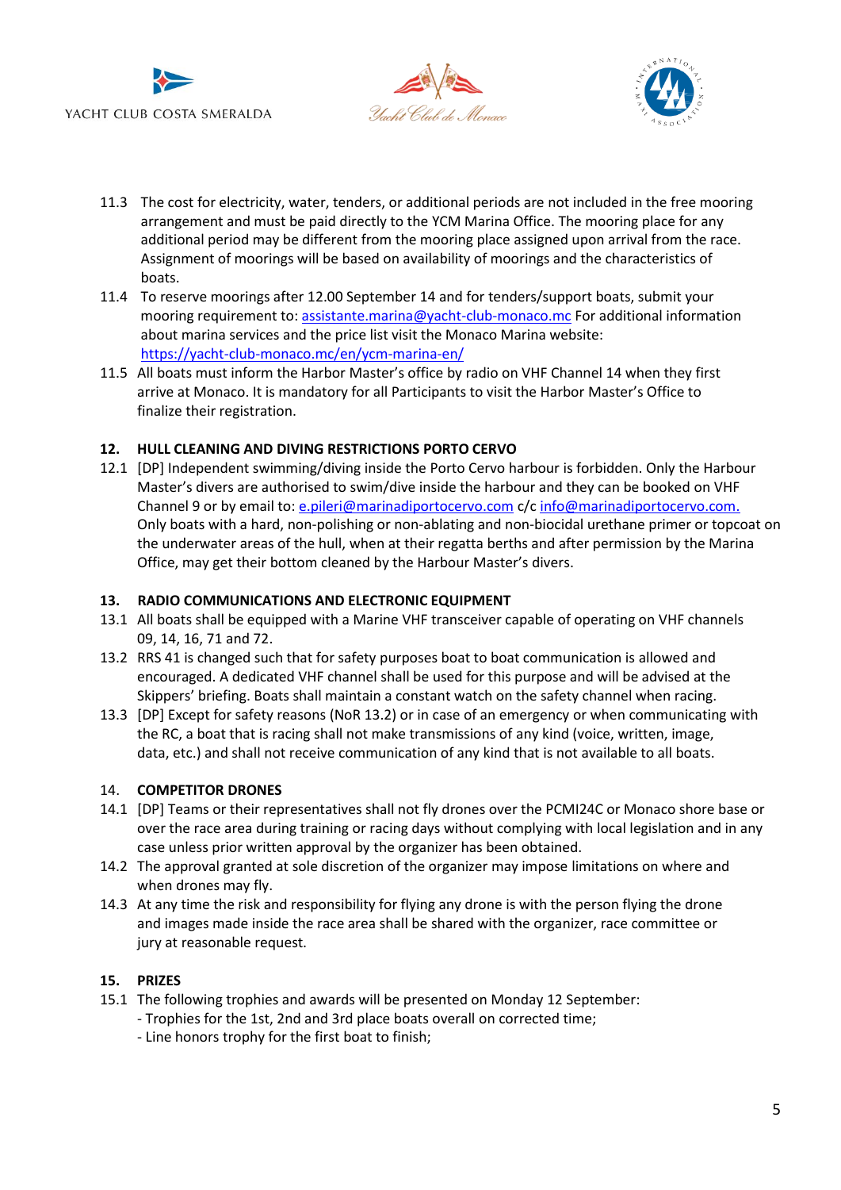11.3 The cost for electricity, water, tenders, or additional periods are not included in the free mooring arrangement and must be paid directly to the YCM Marina Office. The mooring place for any additional period may be different from the mooring place assigned upon arrival from the race. Assignment of moorings will be based on availability of moorings and the characteristics of boats.

11.4 To reserve moorings after 12.00 September 14 and for tenders/support boats, submit your mooring requirement to: assistante.marina@yacht-club-monaco.mc For additional information about marina services and the price list visit the Monaco Marina website: https://yacht-club-monaco.mc/en/ycm-marina-en/

11.5 All boats must inform the Harbor Master's office by radio on VHF Channel 14 when they first arrive at Monaco. It is mandatory for all Participants to visit the Harbor Master's Office to finalize their registration.

## 12. HULL CLEANING AND DIVING RESTRICTIONS PORTO CERVO

12.1 [DP] Independent swimming/diving inside the Porto Cervo harbour is forbidden. Only the Harbour Master's divers are authorised to swim/dive inside the harbour and they can be booked on VHF Channel 9 or by email to: e.pileri@marinadiportocervo.com c/c info@marinadiportocervo.com. Only boats with a hard, non-polishing or non-ablating and non-biocidal urethane primer or topcoat on the underwater areas of the hull, when at their regatta berths and after permission by the Marina Office, may get their bottom cleaned by the Harbour Master's divers.

## 13. RADIO COMMUNICATIONS AND ELECTRONIC EQUIPMENT

13.1 All boats shall be equipped with a Marine VHF transceiver capable of operating on VHF channels 09, 14, 16, 71 and 72.

13.2 RRS 41 is changed such that for safety purposes boat to boat communication is allowed and encouraged. A dedicated VHF channel shall be used for this purpose and will be advised at the Skippers' briefing. Boats shall maintain a constant watch on the safety channel when racing.

13.3 [DP] Except for safety reasons (NoR 13.2) or in case of an emergency or when communicating with the RC, a boat that is racing shall not make transmissions of any kind (voice, written, image, data, etc.) and shall not receive communication of any kind that is not available to all boats.

## 14. COMPETITOR DRONES

14.1 [DP] Teams or their representatives shall not fly drones over the PCMI24C or Monaco shore base or over the race area during training or racing days without complying with local legislation and in any case unless prior written approval by the organizer has been obtained.

14.2 The approval granted at sole discretion of the organizer may impose limitations on where and when drones may fly.

14.3 At any time the risk and responsibility for flying any drone is with the person flying the drone and images made inside the race area shall be shared with the organizer, race committee or jury at reasonable request.

## 15. PRIZES

15.1 The following trophies and awards will be presented on Monday 12 September:
- Trophies for the 1st, 2nd and 3rd place boats overall on corrected time;
- Line honors trophy for the first boat to finish;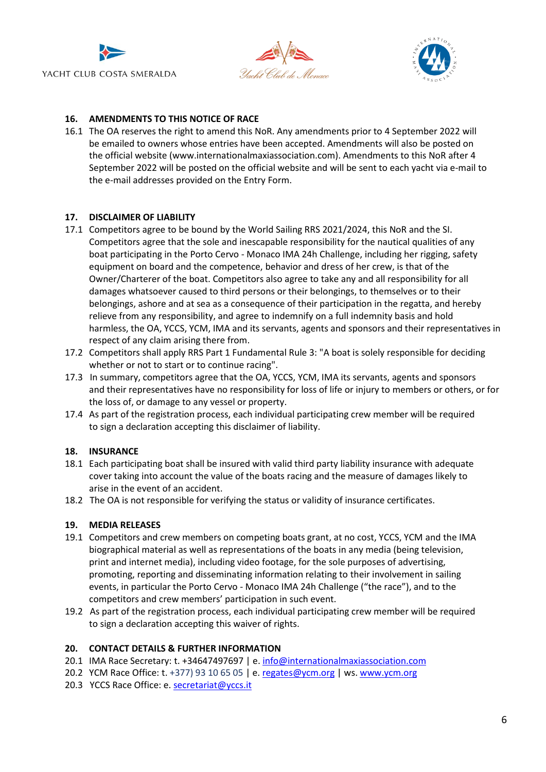## 16. AMENDMENTS TO THIS NOTICE OF RACE

16.1 The OA reserves the right to amend this NoR. Any amendments prior to 4 September 2022 will be emailed to owners whose entries have been accepted. Amendments will also be posted on the official website (www.internationalmaxiassociation.com). Amendments to this NoR after 4 September 2022 will be posted on the official website and will be sent to each yacht via e-mail to the e-mail addresses provided on the Entry Form.

## 17. DISCLAIMER OF LIABILITY

17.1 Competitors agree to be bound by the World Sailing RRS 2021/2024, this NoR and the SI. Competitors agree that the sole and inescapable responsibility for the nautical qualities of any boat participating in the Porto Cervo - Monaco IMA 24h Challenge, including her rigging, safety equipment on board and the competence, behavior and dress of her crew, is that of the Owner/Charterer of the boat. Competitors also agree to take any and all responsibility for all damages whatsoever caused to third persons or their belongings, to themselves or to their belongings, ashore and at sea as a consequence of their participation in the regatta, and hereby relieve from any responsibility, and agree to indemnify on a full indemnity basis and hold harmless, the OA, YCCS, YCM, IMA and its servants, agents and sponsors and their representatives in respect of any claim arising there from.

17.2 Competitors shall apply RRS Part 1 Fundamental Rule 3: "A boat is solely responsible for deciding whether or not to start or to continue racing".

17.3 In summary, competitors agree that the OA, YCCS, YCM, IMA its servants, agents and sponsors and their representatives have no responsibility for loss of life or injury to members or others, or for the loss of, or damage to any vessel or property.

17.4 As part of the registration process, each individual participating crew member will be required to sign a declaration accepting this disclaimer of liability.

## 18. INSURANCE

18.1 Each participating boat shall be insured with valid third party liability insurance with adequate cover taking into account the value of the boats racing and the measure of damages likely to arise in the event of an accident.

18.2 The OA is not responsible for verifying the status or validity of insurance certificates.

## 19. MEDIA RELEASES

19.1 Competitors and crew members on competing boats grant, at no cost, YCCS, YCM and the IMA biographical material as well as representations of the boats in any media (being television, print and internet media), including video footage, for the sole purposes of advertising, promoting, reporting and disseminating information relating to their involvement in sailing events, in particular the Porto Cervo - Monaco IMA 24h Challenge ("the race"), and to the competitors and crew members' participation in such event.

19.2 As part of the registration process, each individual participating crew member will be required to sign a declaration accepting this waiver of rights.

## 20. CONTACT DETAILS & FURTHER INFORMATION

20.1 IMA Race Secretary: t. +34647497697 | e. info@internationalmaxiassociation.com

20.2 YCM Race Office: t. +377) 93 10 65 05 | e. regates@ycm.org | ws. www.ycm.org

20.3 YCCS Race Office: e. secretariat@yccs.it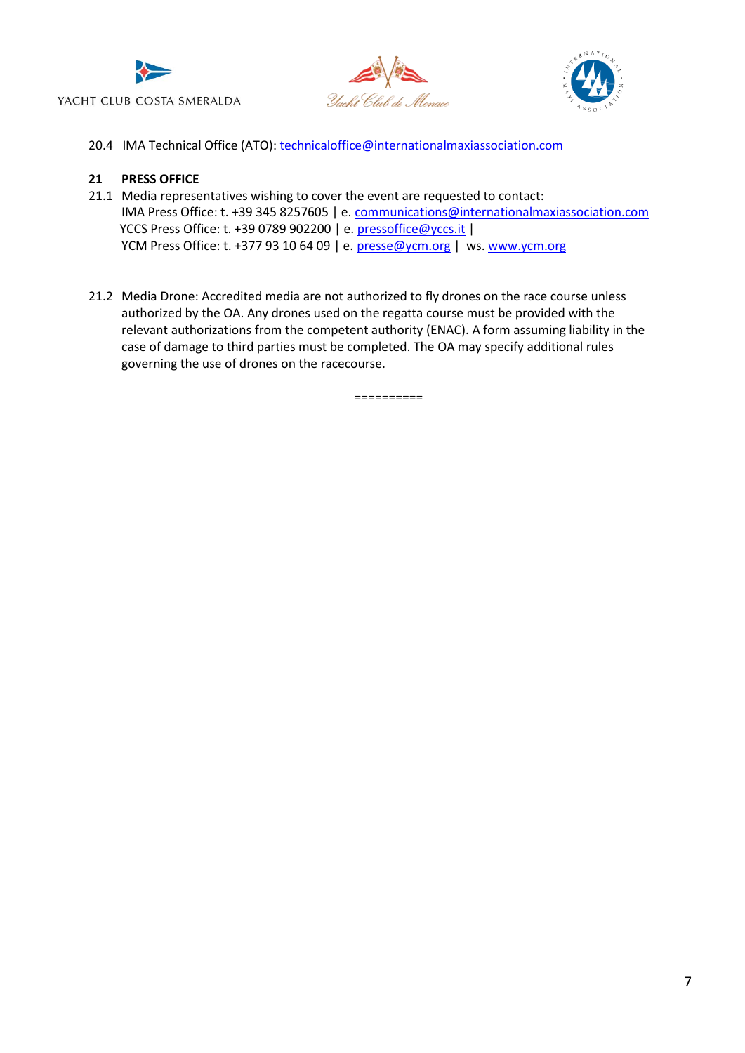20.4 IMA Technical Office (ATO): technicaloffice@internationalmaxiassociation.com

## 21 PRESS OFFICE

21.1 Media representatives wishing to cover the event are requested to contact:
IMA Press Office: t. +39 345 8257605 | e. communications@internationalmaxiassociation.com
YCCS Press Office: t. +39 0789 902200 | e. pressoffice@yccs.it |
YCM Press Office: t. +377 93 10 64 09 | e. presse@ycm.org | ws. www.ycm.org

21.2 Media Drone: Accredited media are not authorized to fly drones on the race course unless authorized by the OA. Any drones used on the regatta course must be provided with the relevant authorizations from the competent authority (ENAC). A form assuming liability in the case of damage to third parties must be completed. The OA may specify additional rules governing the use of drones on the racecourse.

==========